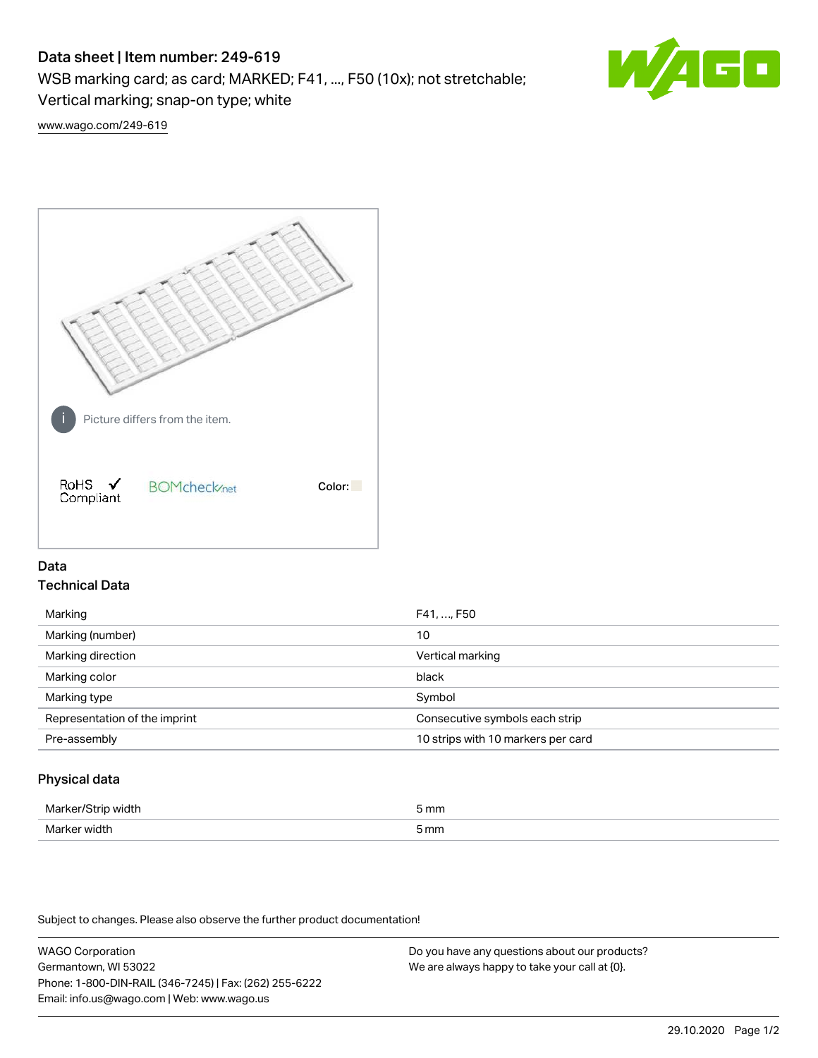# Data sheet | Item number: 249-619

WSB marking card; as card; MARKED; F41, ..., F50 (10x); not stretchable; Vertical marking; snap-on type; white

www.wago.com/249-619

Picture differs from the item.

RoHS ✓ Compliant

BOMcheck.net

Color:

## Data

### Technical Data

| | |
|---|---|
| Marking | F41, …, F50 |
| Marking (number) | 10 |
| Marking direction | Vertical marking |
| Marking color | black |
| Marking type | Symbol |
| Representation of the imprint | Consecutive symbols each strip |
| Pre-assembly | 10 strips with 10 markers per card |

### Physical data

| | |
|---|---|
| Marker/Strip width | 5 mm |
| Marker width | 5 mm |

Subject to changes. Please also observe the further product documentation!

WAGO Corporation
Germantown, WI 53022
Phone: 1-800-DIN-RAIL (346-7245) | Fax: (262) 255-6222
Email: info.us@wago.com | Web: www.wago.us

Do you have any questions about our products?
We are always happy to take your call at {0}.

29.10.2020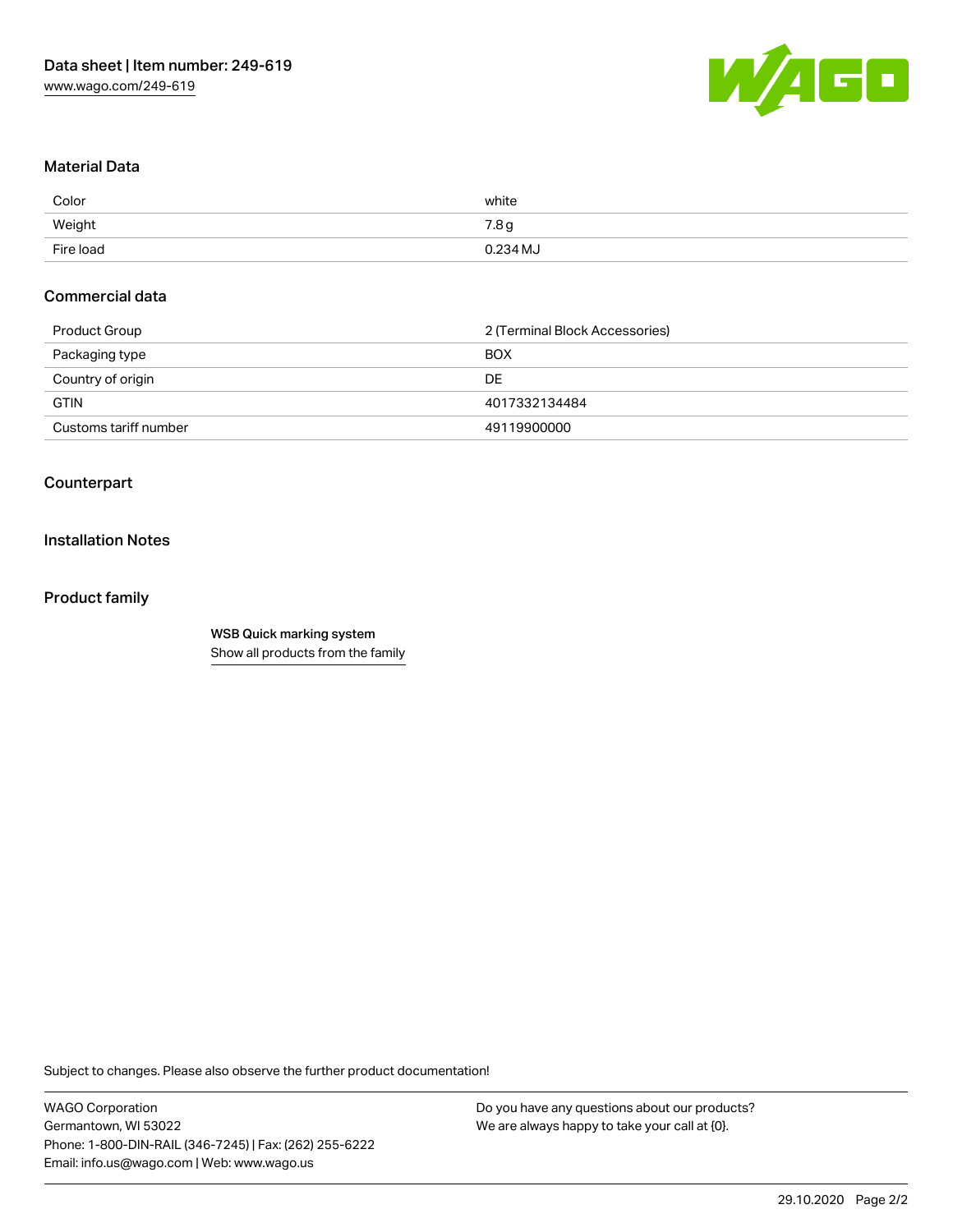## Material Data

| | |
|---|---|
| Color | white |
| Weight | 7.8 g |
| Fire load | 0.234 MJ |

## Commercial data

| | |
|---|---|
| Product Group | 2 (Terminal Block Accessories) |
| Packaging type | BOX |
| Country of origin | DE |
| GTIN | 4017332134484 |
| Customs tariff number | 49119900000 |

## Counterpart

## Installation Notes

## Product family

WSB Quick marking system
Show all products from the family

Subject to changes. Please also observe the further product documentation!

WAGO Corporation
Germantown, WI 53022
Phone: 1-800-DIN-RAIL (346-7245) | Fax: (262) 255-6222
Email: info.us@wago.com | Web: www.wago.us

Do you have any questions about our products?
We are always happy to take your call at {0}.

29.10.2020